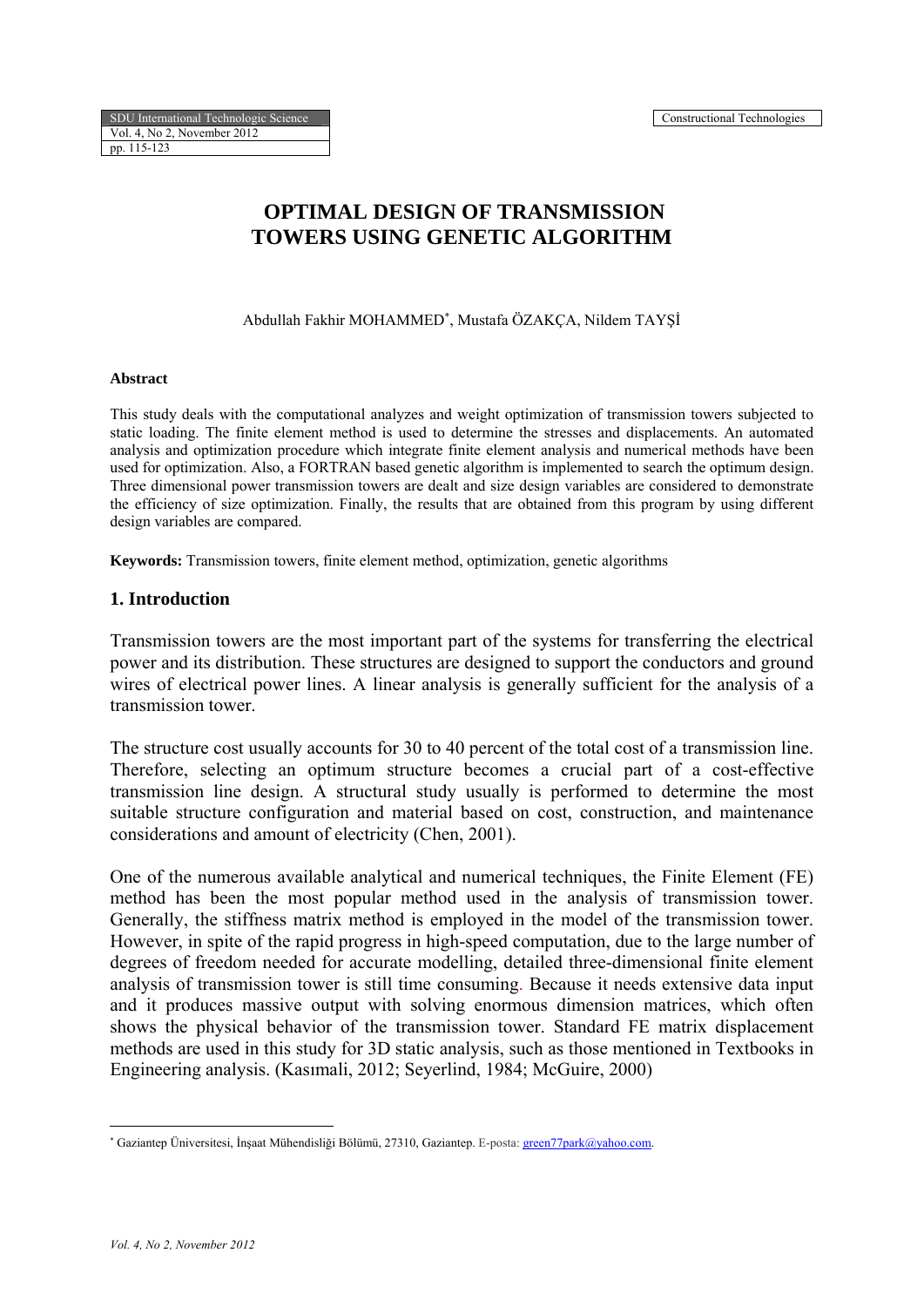# OPTIMAL DESIGN OF TRANSMISSION TOWERS USING GENETIC ALGORITHM

Abdullah Fakhir MOHAMMED[*], Mustafa ÖZAKÇA, Nildem TAYŞİ

#### Abstract

This study deals with the computational analyzes and weight optimization of transmission towers subjected to static loading. The finite element method is used to determine the stresses and displacements. An automated analysis and optimization procedure which integrate finite element analysis and numerical methods have been used for optimization. Also, a FORTRAN based genetic algorithm is implemented to search the optimum design. Three dimensional power transmission towers are dealt and size design variables are considered to demonstrate the efficiency of size optimization. Finally, the results that are obtained from this program by using different design variables are compared.

**Keywords:** Transmission towers, finite element method, optimization, genetic algorithms

## 1. Introduction

Transmission towers are the most important part of the systems for transferring the electrical power and its distribution. These structures are designed to support the conductors and ground wires of electrical power lines. A linear analysis is generally sufficient for the analysis of a transmission tower.

The structure cost usually accounts for 30 to 40 percent of the total cost of a transmission line. Therefore, selecting an optimum structure becomes a crucial part of a cost-effective transmission line design. A structural study usually is performed to determine the most suitable structure configuration and material based on cost, construction, and maintenance considerations and amount of electricity (Chen, 2001).

One of the numerous available analytical and numerical techniques, the Finite Element (FE) method has been the most popular method used in the analysis of transmission tower. Generally, the stiffness matrix method is employed in the model of the transmission tower. However, in spite of the rapid progress in high-speed computation, due to the large number of degrees of freedom needed for accurate modelling, detailed three-dimensional finite element analysis of transmission tower is still time consuming. Because it needs extensive data input and it produces massive output with solving enormous dimension matrices, which often shows the physical behavior of the transmission tower. Standard FE matrix displacement methods are used in this study for 3D static analysis, such as those mentioned in Textbooks in Engineering analysis. (Kasımali, 2012; Seyerlind, 1984; McGuire, 2000)

---

[*] Gaziantep Üniversitesi, İnşaat Mühendisliği Bölümü, 27310, Gaziantep. E-posta: green77park@yahoo.com.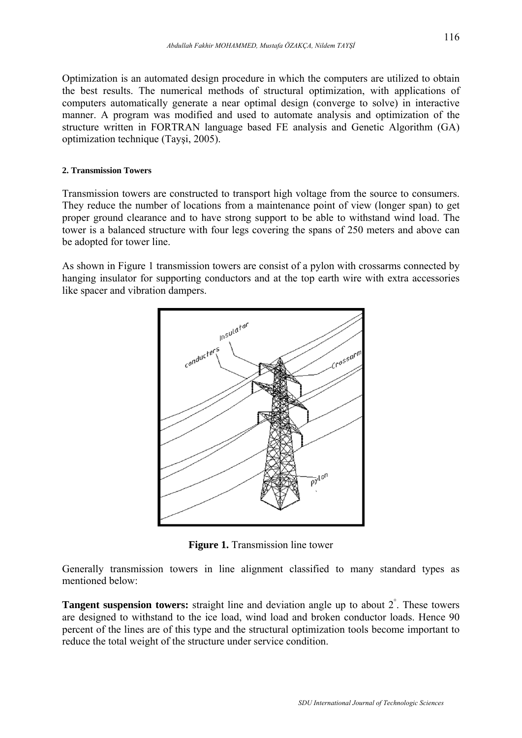Optimization is an automated design procedure in which the computers are utilized to obtain the best results. The numerical methods of structural optimization, with applications of computers automatically generate a near optimal design (converge to solve) in interactive manner. A program was modified and used to automate analysis and optimization of the structure written in FORTRAN language based FE analysis and Genetic Algorithm (GA) optimization technique (Tayşi, 2005).

## 2. Transmission Towers

Transmission towers are constructed to transport high voltage from the source to consumers. They reduce the number of locations from a maintenance point of view (longer span) to get proper ground clearance and to have strong support to be able to withstand wind load. The tower is a balanced structure with four legs covering the spans of 250 meters and above can be adopted for tower line.

As shown in Figure 1 transmission towers are consist of a pylon with crossarms connected by hanging insulator for supporting conductors and at the top earth wire with extra accessories like spacer and vibration dampers.

**Figure 1.** Transmission line tower

Generally transmission towers in line alignment classified to many standard types as mentioned below:

**Tangent suspension towers:** straight line and deviation angle up to about $2^{\circ}$. These towers are designed to withstand to the ice load, wind load and broken conductor loads. Hence 90 percent of the lines are of this type and the structural optimization tools become important to reduce the total weight of the structure under service condition.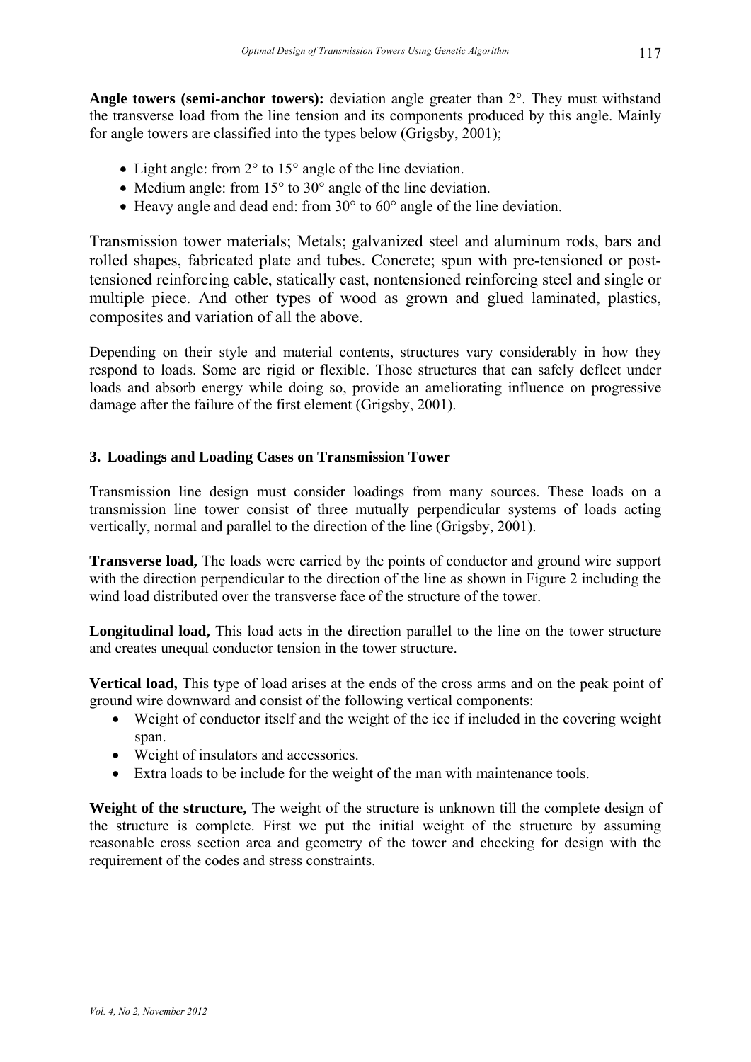**Angle towers (semi-anchor towers):** deviation angle greater than 2°. They must withstand the transverse load from the line tension and its components produced by this angle. Mainly for angle towers are classified into the types below (Grigsby, 2001);

- Light angle: from 2° to 15° angle of the line deviation.
- Medium angle: from 15° to 30° angle of the line deviation.
- Heavy angle and dead end: from 30° to 60° angle of the line deviation.

Transmission tower materials; Metals; galvanized steel and aluminum rods, bars and rolled shapes, fabricated plate and tubes. Concrete; spun with pre-tensioned or post-tensioned reinforcing cable, statically cast, nontensioned reinforcing steel and single or multiple piece. And other types of wood as grown and glued laminated, plastics, composites and variation of all the above.

Depending on their style and material contents, structures vary considerably in how they respond to loads. Some are rigid or flexible. Those structures that can safely deflect under loads and absorb energy while doing so, provide an ameliorating influence on progressive damage after the failure of the first element (Grigsby, 2001).

## 3. Loadings and Loading Cases on Transmission Tower

Transmission line design must consider loadings from many sources. These loads on a transmission line tower consist of three mutually perpendicular systems of loads acting vertically, normal and parallel to the direction of the line (Grigsby, 2001).

**Transverse load,** The loads were carried by the points of conductor and ground wire support with the direction perpendicular to the direction of the line as shown in Figure 2 including the wind load distributed over the transverse face of the structure of the tower.

**Longitudinal load,** This load acts in the direction parallel to the line on the tower structure and creates unequal conductor tension in the tower structure.

**Vertical load,** This type of load arises at the ends of the cross arms and on the peak point of ground wire downward and consist of the following vertical components:

- Weight of conductor itself and the weight of the ice if included in the covering weight span.
- Weight of insulators and accessories.
- Extra loads to be include for the weight of the man with maintenance tools.

**Weight of the structure,** The weight of the structure is unknown till the complete design of the structure is complete. First we put the initial weight of the structure by assuming reasonable cross section area and geometry of the tower and checking for design with the requirement of the codes and stress constraints.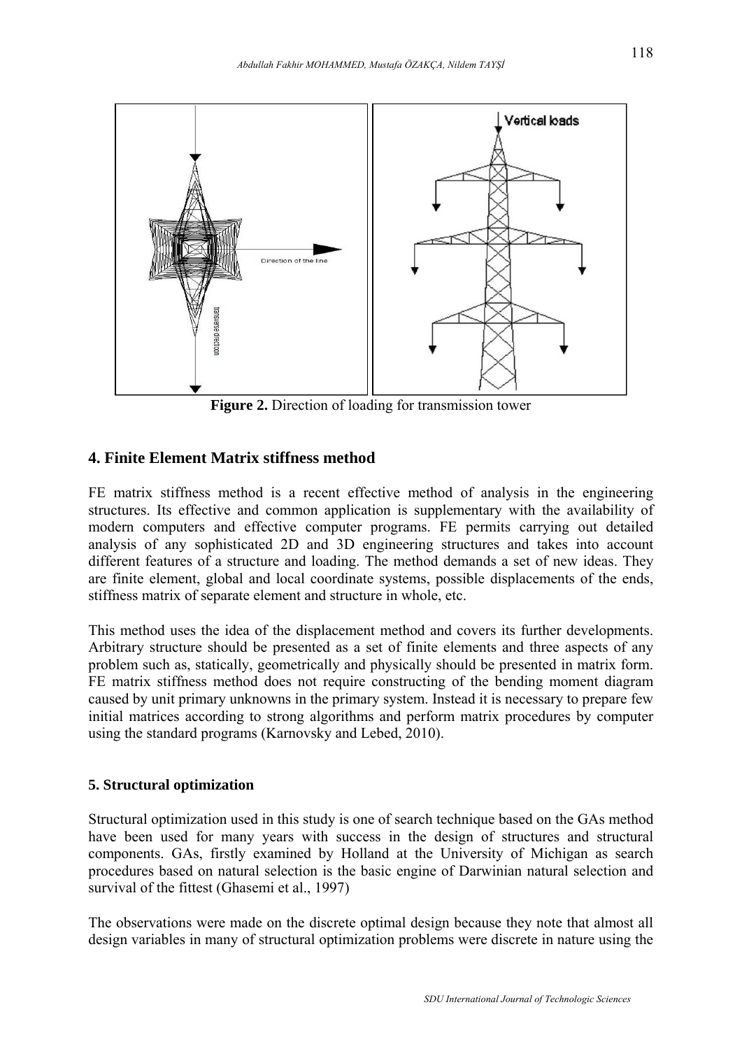**Figure 2.** Direction of loading for transmission tower

## 4. Finite Element Matrix stiffness method

FE matrix stiffness method is a recent effective method of analysis in the engineering structures. Its effective and common application is supplementary with the availability of modern computers and effective computer programs. FE permits carrying out detailed analysis of any sophisticated 2D and 3D engineering structures and takes into account different features of a structure and loading. The method demands a set of new ideas. They are finite element, global and local coordinate systems, possible displacements of the ends, stiffness matrix of separate element and structure in whole, etc.

This method uses the idea of the displacement method and covers its further developments. Arbitrary structure should be presented as a set of finite elements and three aspects of any problem such as, statically, geometrically and physically should be presented in matrix form. FE matrix stiffness method does not require constructing of the bending moment diagram caused by unit primary unknowns in the primary system. Instead it is necessary to prepare few initial matrices according to strong algorithms and perform matrix procedures by computer using the standard programs (Karnovsky and Lebed, 2010).

### 5. Structural optimization

Structural optimization used in this study is one of search technique based on the GAs method have been used for many years with success in the design of structures and structural components. GAs, firstly examined by Holland at the University of Michigan as search procedures based on natural selection is the basic engine of Darwinian natural selection and survival of the fittest (Ghasemi et al., 1997)

The observations were made on the discrete optimal design because they note that almost all design variables in many of structural optimization problems were discrete in nature using the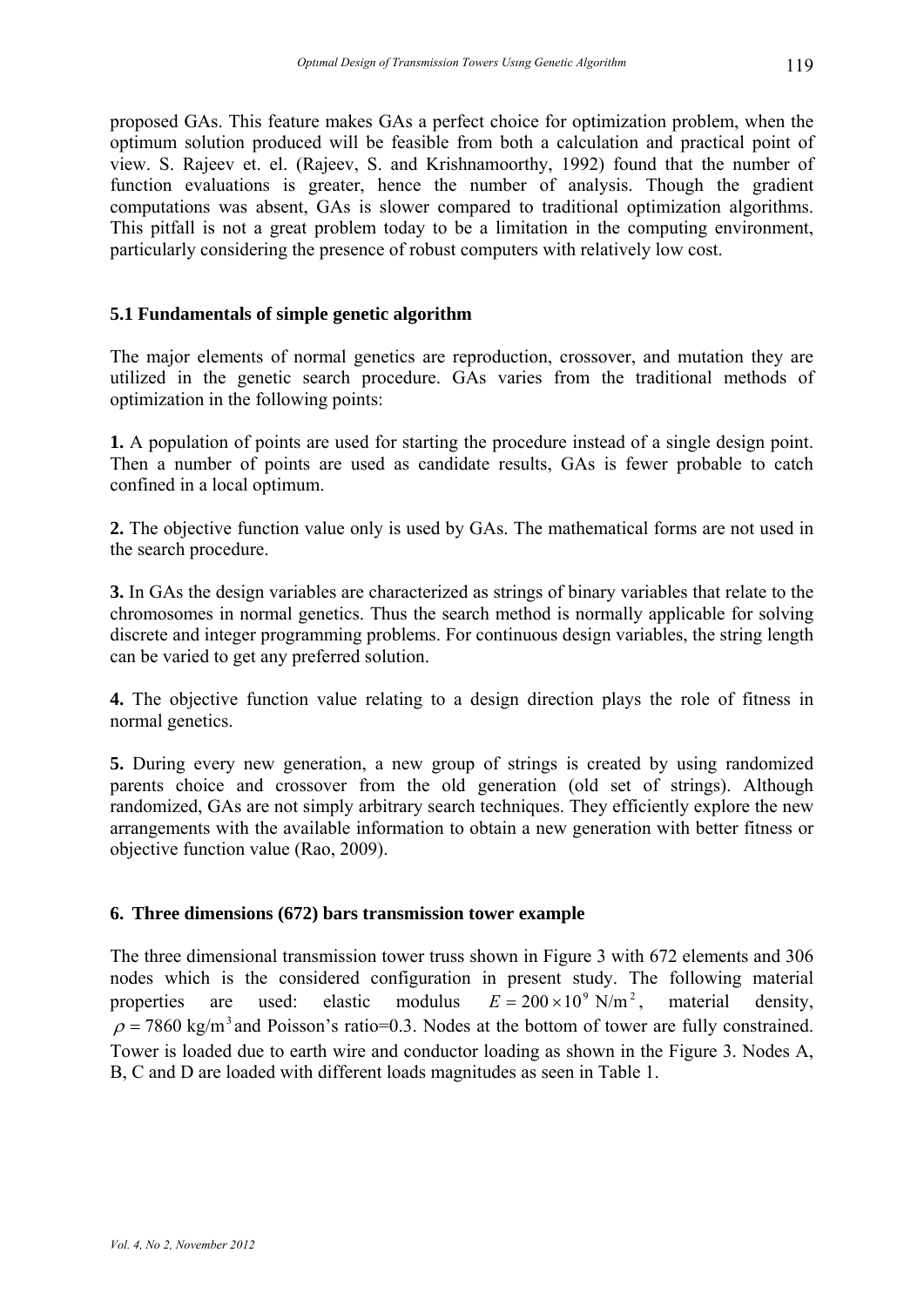proposed GAs. This feature makes GAs a perfect choice for optimization problem, when the optimum solution produced will be feasible from both a calculation and practical point of view. S. Rajeev et. el. (Rajeev, S. and Krishnamoorthy, 1992) found that the number of function evaluations is greater, hence the number of analysis. Though the gradient computations was absent, GAs is slower compared to traditional optimization algorithms. This pitfall is not a great problem today to be a limitation in the computing environment, particularly considering the presence of robust computers with relatively low cost.

### 5.1 Fundamentals of simple genetic algorithm

The major elements of normal genetics are reproduction, crossover, and mutation they are utilized in the genetic search procedure. GAs varies from the traditional methods of optimization in the following points:

**1.** A population of points are used for starting the procedure instead of a single design point. Then a number of points are used as candidate results, GAs is fewer probable to catch confined in a local optimum.

**2.** The objective function value only is used by GAs. The mathematical forms are not used in the search procedure.

**3.** In GAs the design variables are characterized as strings of binary variables that relate to the chromosomes in normal genetics. Thus the search method is normally applicable for solving discrete and integer programming problems. For continuous design variables, the string length can be varied to get any preferred solution.

**4.** The objective function value relating to a design direction plays the role of fitness in normal genetics.

**5.** During every new generation, a new group of strings is created by using randomized parents choice and crossover from the old generation (old set of strings). Although randomized, GAs are not simply arbitrary search techniques. They efficiently explore the new arrangements with the available information to obtain a new generation with better fitness or objective function value (Rao, 2009).

## 6. Three dimensions (672) bars transmission tower example

The three dimensional transmission tower truss shown in Figure 3 with 672 elements and 306 nodes which is the considered configuration in present study. The following material properties are used: elastic modulus $E = 200 \times 10^9$ N/m$^2$, material density, $\rho = 7860$ kg/m$^3$ and Poisson's ratio=0.3. Nodes at the bottom of tower are fully constrained. Tower is loaded due to earth wire and conductor loading as shown in the Figure 3. Nodes A, B, C and D are loaded with different loads magnitudes as seen in Table 1.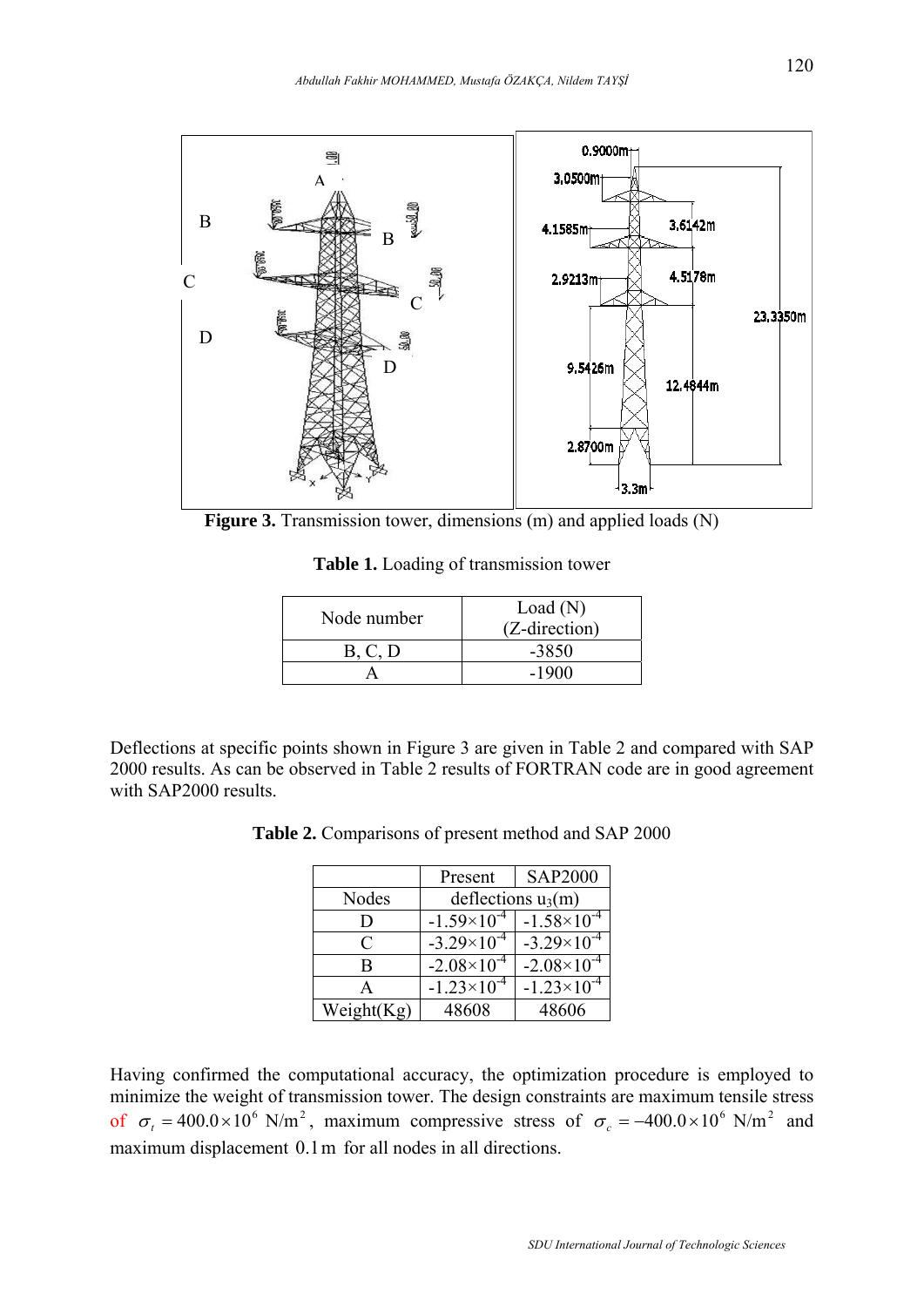**Figure 3.** Transmission tower, dimensions (m) and applied loads (N)

**Table 1.** Loading of transmission tower

| Node number | Load (N) (Z-direction) |
|---|---|
| B, C, D | -3850 |
| A | -1900 |

Deflections at specific points shown in Figure 3 are given in Table 2 and compared with SAP 2000 results. As can be observed in Table 2 results of FORTRAN code are in good agreement with SAP2000 results.

**Table 2.** Comparisons of present method and SAP 2000

| | Present | SAP2000 |
|---|---|---|
| Nodes | deflections $u_3$(m) | |
| D | $-1.59\times10^{-4}$ | $-1.58\times10^{-4}$ |
| C | $-3.29\times10^{-4}$ | $-3.29\times10^{-4}$ |
| B | $-2.08\times10^{-4}$ | $-2.08\times10^{-4}$ |
| A | $-1.23\times10^{-4}$ | $-1.23\times10^{-4}$ |
| Weight(Kg) | 48608 | 48606 |

Having confirmed the computational accuracy, the optimization procedure is employed to minimize the weight of transmission tower. The design constraints are maximum tensile stress of $\sigma_t = 400.0\times10^6$ N/m$^2$, maximum compressive stress of $\sigma_c = -400.0\times10^6$ N/m$^2$ and maximum displacement $0.1$ m for all nodes in all directions.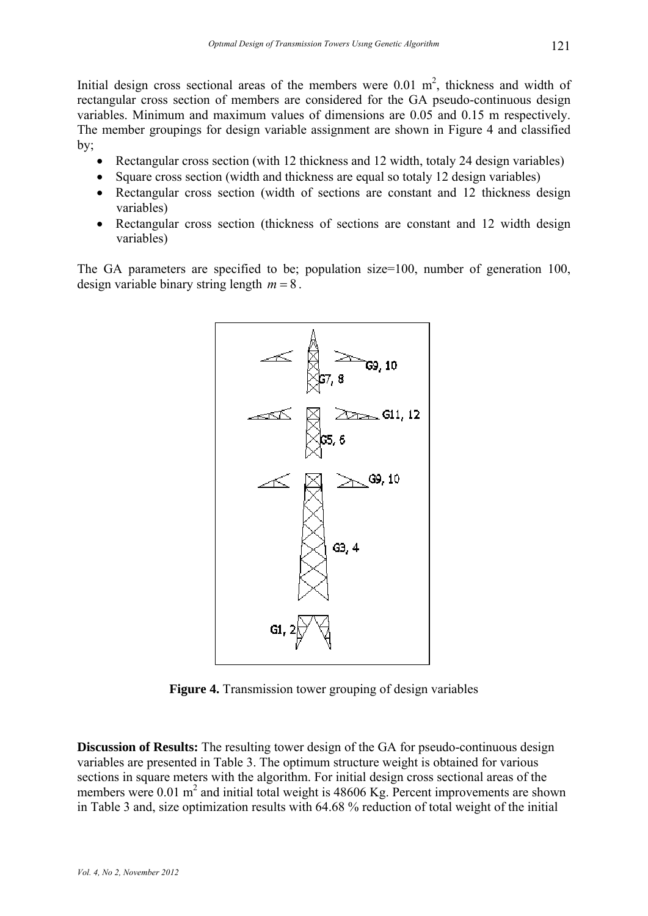Initial design cross sectional areas of the members were 0.01 $m^2$, thickness and width of rectangular cross section of members are considered for the GA pseudo-continuous design variables. Minimum and maximum values of dimensions are 0.05 and 0.15 m respectively. The member groupings for design variable assignment are shown in Figure 4 and classified by;

- Rectangular cross section (with 12 thickness and 12 width, totaly 24 design variables)
- Square cross section (width and thickness are equal so totaly 12 design variables)
- Rectangular cross section (width of sections are constant and 12 thickness design variables)
- Rectangular cross section (thickness of sections are constant and 12 width design variables)

The GA parameters are specified to be; population size=100, number of generation 100, design variable binary string length $m = 8$.

**Figure 4.** Transmission tower grouping of design variables

**Discussion of Results:** The resulting tower design of the GA for pseudo-continuous design variables are presented in Table 3. The optimum structure weight is obtained for various sections in square meters with the algorithm. For initial design cross sectional areas of the members were 0.01 $m^2$ and initial total weight is 48606 Kg. Percent improvements are shown in Table 3 and, size optimization results with 64.68 % reduction of total weight of the initial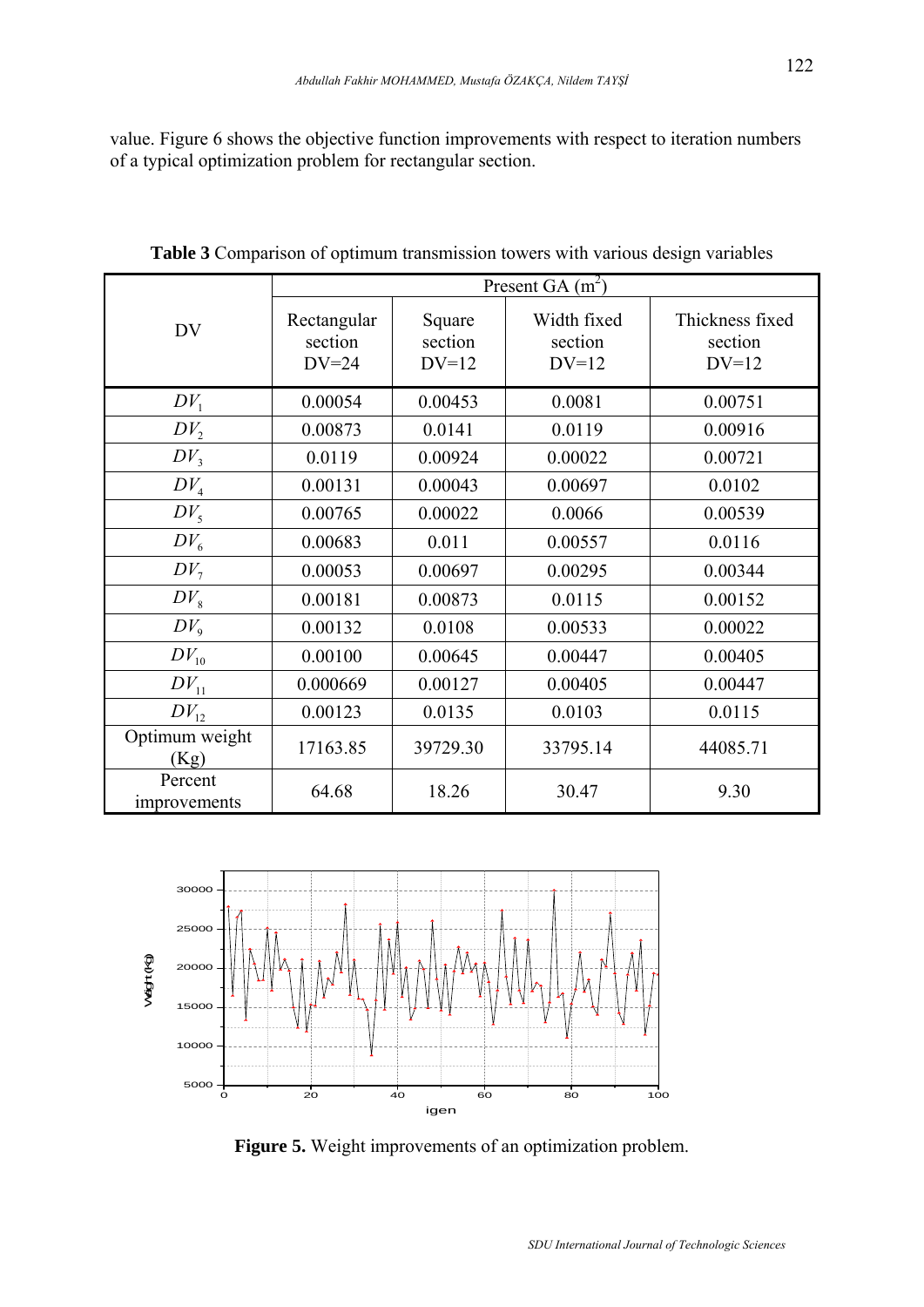value. Figure 6 shows the objective function improvements with respect to iteration numbers of a typical optimization problem for rectangular section.

**Table 3** Comparison of optimum transmission towers with various design variables

| DV | Present GA ($m^2$) | | | |
|---|---|---|---|---|
| | Rectangular section DV=24 | Square section DV=12 | Width fixed section DV=12 | Thickness fixed section DV=12 |
| $DV_1$ | 0.00054 | 0.00453 | 0.0081 | 0.00751 |
| $DV_2$ | 0.00873 | 0.0141 | 0.0119 | 0.00916 |
| $DV_3$ | 0.0119 | 0.00924 | 0.00022 | 0.00721 |
| $DV_4$ | 0.00131 | 0.00043 | 0.00697 | 0.0102 |
| $DV_5$ | 0.00765 | 0.00022 | 0.0066 | 0.00539 |
| $DV_6$ | 0.00683 | 0.011 | 0.00557 | 0.0116 |
| $DV_7$ | 0.00053 | 0.00697 | 0.00295 | 0.00344 |
| $DV_8$ | 0.00181 | 0.00873 | 0.0115 | 0.00152 |
| $DV_9$ | 0.00132 | 0.0108 | 0.00533 | 0.00022 |
| $DV_{10}$ | 0.00100 | 0.00645 | 0.00447 | 0.00405 |
| $DV_{11}$ | 0.000669 | 0.00127 | 0.00405 | 0.00447 |
| $DV_{12}$ | 0.00123 | 0.0135 | 0.0103 | 0.0115 |
| Optimum weight (Kg) | 17163.85 | 39729.30 | 33795.14 | 44085.71 |
| Percent improvements | 64.68 | 18.26 | 30.47 | 9.30 |

**Figure 5.** Weight improvements of an optimization problem.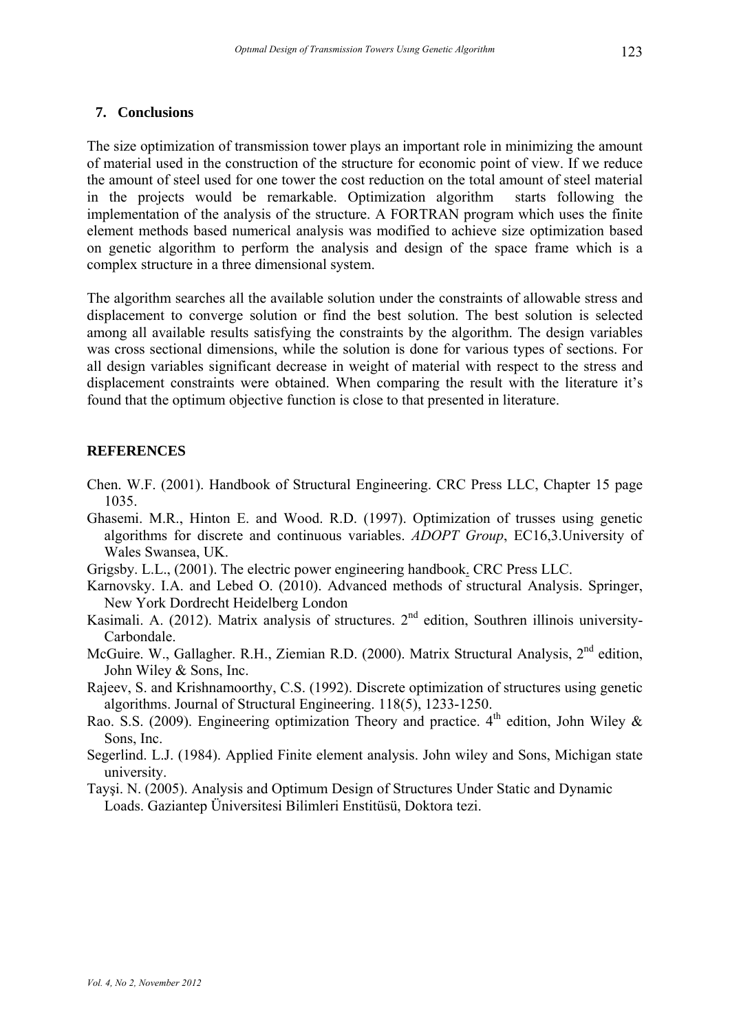## 7. Conclusions

The size optimization of transmission tower plays an important role in minimizing the amount of material used in the construction of the structure for economic point of view. If we reduce the amount of steel used for one tower the cost reduction on the total amount of steel material in the projects would be remarkable. Optimization algorithm starts following the implementation of the analysis of the structure. A FORTRAN program which uses the finite element methods based numerical analysis was modified to achieve size optimization based on genetic algorithm to perform the analysis and design of the space frame which is a complex structure in a three dimensional system.

The algorithm searches all the available solution under the constraints of allowable stress and displacement to converge solution or find the best solution. The best solution is selected among all available results satisfying the constraints by the algorithm. The design variables was cross sectional dimensions, while the solution is done for various types of sections. For all design variables significant decrease in weight of material with respect to the stress and displacement constraints were obtained. When comparing the result with the literature it's found that the optimum objective function is close to that presented in literature.

## REFERENCES

Chen. W.F. (2001). Handbook of Structural Engineering. CRC Press LLC, Chapter 15 page 1035.

Ghasemi. M.R., Hinton E. and Wood. R.D. (1997). Optimization of trusses using genetic algorithms for discrete and continuous variables. *ADOPT Group*, EC16,3.University of Wales Swansea, UK.

Grigsby. L.L., (2001). The electric power engineering handbook. CRC Press LLC.

Karnovsky. I.A. and Lebed O. (2010). Advanced methods of structural Analysis. Springer, New York Dordrecht Heidelberg London

Kasimali. A. (2012). Matrix analysis of structures. 2nd edition, Southren illinois university-Carbondale.

McGuire. W., Gallagher. R.H., Ziemian R.D. (2000). Matrix Structural Analysis, 2nd edition, John Wiley & Sons, Inc.

Rajeev, S. and Krishnamoorthy, C.S. (1992). Discrete optimization of structures using genetic algorithms. Journal of Structural Engineering. 118(5), 1233-1250.

Rao. S.S. (2009). Engineering optimization Theory and practice. 4th edition, John Wiley & Sons, Inc.

Segerlind. L.J. (1984). Applied Finite element analysis. John wiley and Sons, Michigan state university.

Tayşi. N. (2005). Analysis and Optimum Design of Structures Under Static and Dynamic Loads. Gaziantep Üniversitesi Bilimleri Enstitüsü, Doktora tezi.